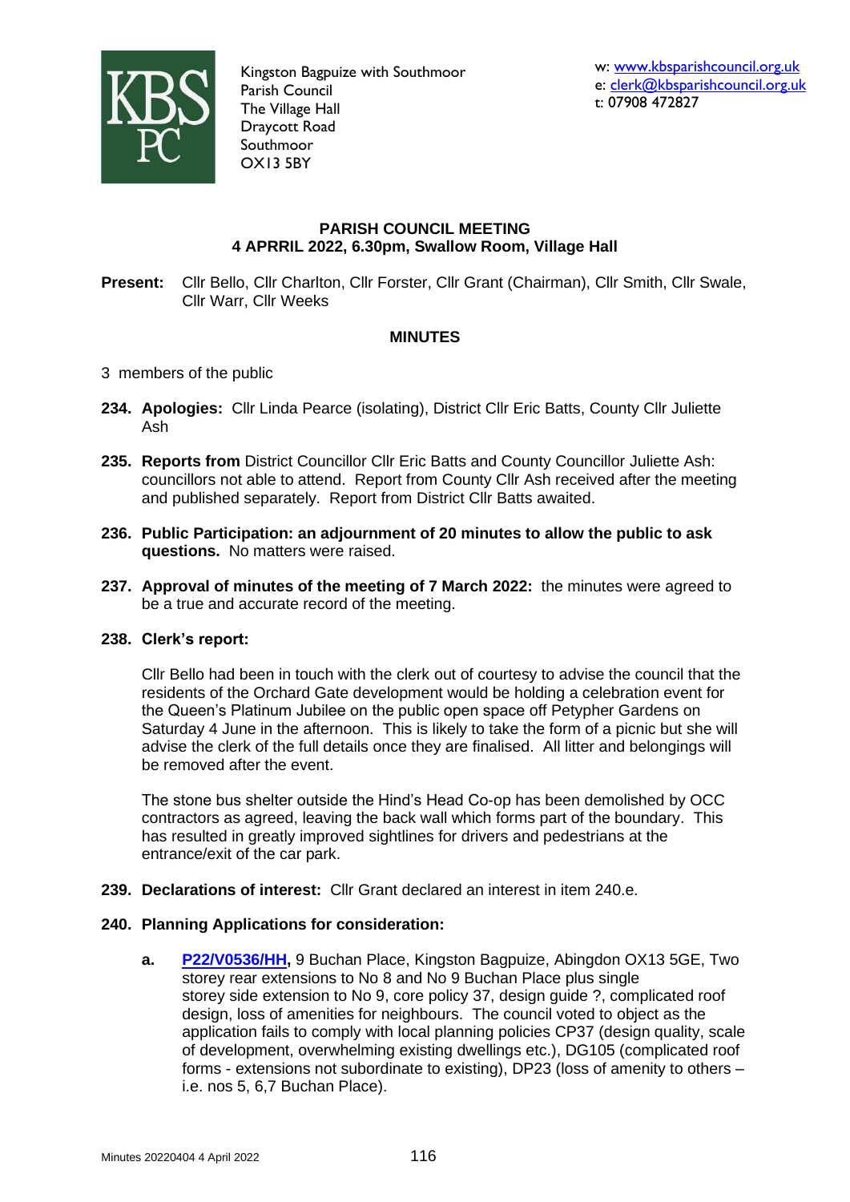Kingston Bagpuize with Southmoor
Parish Council
The Village Hall
Draycott Road
Southmoor
OX13 5BY

w: www.kbsparishcouncil.org.uk
e: clerk@kbsparishcouncil.org.uk
t: 07908 472827

## PARISH COUNCIL MEETING
## 4 APRRIL 2022, 6.30pm, Swallow Room, Village Hall

**Present:** Cllr Bello, Cllr Charlton, Cllr Forster, Cllr Grant (Chairman), Cllr Smith, Cllr Swale, Cllr Warr, Cllr Weeks

### MINUTES

3 members of the public

**234. Apologies:** Cllr Linda Pearce (isolating), District Cllr Eric Batts, County Cllr Juliette Ash

**235. Reports from** District Councillor Cllr Eric Batts and County Councillor Juliette Ash: councillors not able to attend. Report from County Cllr Ash received after the meeting and published separately. Report from District Cllr Batts awaited.

**236. Public Participation: an adjournment of 20 minutes to allow the public to ask questions.** No matters were raised.

**237. Approval of minutes of the meeting of 7 March 2022:** the minutes were agreed to be a true and accurate record of the meeting.

**238. Clerk's report:**

Cllr Bello had been in touch with the clerk out of courtesy to advise the council that the residents of the Orchard Gate development would be holding a celebration event for the Queen's Platinum Jubilee on the public open space off Petypher Gardens on Saturday 4 June in the afternoon. This is likely to take the form of a picnic but she will advise the clerk of the full details once they are finalised. All litter and belongings will be removed after the event.

The stone bus shelter outside the Hind's Head Co-op has been demolished by OCC contractors as agreed, leaving the back wall which forms part of the boundary. This has resulted in greatly improved sightlines for drivers and pedestrians at the entrance/exit of the car park.

**239. Declarations of interest:** Cllr Grant declared an interest in item 240.e.

**240. Planning Applications for consideration:**

a. **P22/V0536/HH,** 9 Buchan Place, Kingston Bagpuize, Abingdon OX13 5GE, Two storey rear extensions to No 8 and No 9 Buchan Place plus single storey side extension to No 9, core policy 37, design guide ?, complicated roof design, loss of amenities for neighbours. The council voted to object as the application fails to comply with local planning policies CP37 (design quality, scale of development, overwhelming existing dwellings etc.), DG105 (complicated roof forms - extensions not subordinate to existing), DP23 (loss of amenity to others – i.e. nos 5, 6,7 Buchan Place).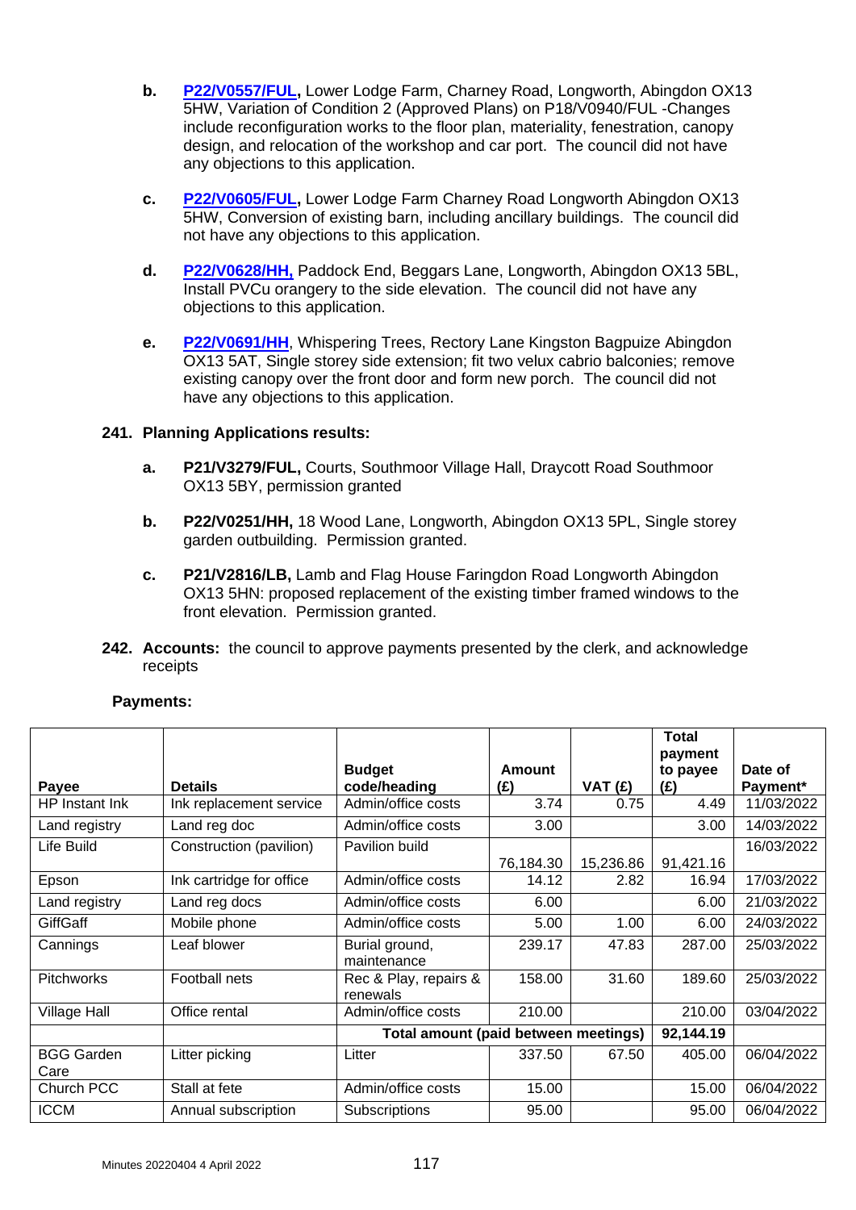**b.** **P22/V0557/FUL,** Lower Lodge Farm, Charney Road, Longworth, Abingdon OX13 5HW, Variation of Condition 2 (Approved Plans) on P18/V0940/FUL -Changes include reconfiguration works to the floor plan, materiality, fenestration, canopy design, and relocation of the workshop and car port. The council did not have any objections to this application.

**c.** **P22/V0605/FUL,** Lower Lodge Farm Charney Road Longworth Abingdon OX13 5HW, Conversion of existing barn, including ancillary buildings. The council did not have any objections to this application.

**d.** **P22/V0628/HH,** Paddock End, Beggars Lane, Longworth, Abingdon OX13 5BL, Install PVCu orangery to the side elevation. The council did not have any objections to this application.

**e.** **P22/V0691/HH**, Whispering Trees, Rectory Lane Kingston Bagpuize Abingdon OX13 5AT, Single storey side extension; fit two velux cabrio balconies; remove existing canopy over the front door and form new porch. The council did not have any objections to this application.

**241. Planning Applications results:**

**a.** **P21/V3279/FUL,** Courts, Southmoor Village Hall, Draycott Road Southmoor OX13 5BY, permission granted

**b.** **P22/V0251/HH,** 18 Wood Lane, Longworth, Abingdon OX13 5PL, Single storey garden outbuilding. Permission granted.

**c.** **P21/V2816/LB,** Lamb and Flag House Faringdon Road Longworth Abingdon OX13 5HN: proposed replacement of the existing timber framed windows to the front elevation. Permission granted.

**242. Accounts:** the council to approve payments presented by the clerk, and acknowledge receipts

**Payments:**

| Payee | Details | Budget code/heading | Amount (£) | VAT (£) | Total payment to payee (£) | Date of Payment* |
|---|---|---|---|---|---|---|
| HP Instant Ink | Ink replacement service | Admin/office costs | 3.74 | 0.75 | 4.49 | 11/03/2022 |
| Land registry | Land reg doc | Admin/office costs | 3.00 | | 3.00 | 14/03/2022 |
| Life Build | Construction (pavilion) | Pavilion build | 76,184.30 | 15,236.86 | 91,421.16 | 16/03/2022 |
| Epson | Ink cartridge for office | Admin/office costs | 14.12 | 2.82 | 16.94 | 17/03/2022 |
| Land registry | Land reg docs | Admin/office costs | 6.00 | | 6.00 | 21/03/2022 |
| GiffGaff | Mobile phone | Admin/office costs | 5.00 | 1.00 | 6.00 | 24/03/2022 |
| Cannings | Leaf blower | Burial ground, maintenance | 239.17 | 47.83 | 287.00 | 25/03/2022 |
| Pitchworks | Football nets | Rec & Play, repairs & renewals | 158.00 | 31.60 | 189.60 | 25/03/2022 |
| Village Hall | Office rental | Admin/office costs | 210.00 | | 210.00 | 03/04/2022 |
| | | **Total amount (paid between meetings)** | | | **92,144.19** | |
| BGG Garden Care | Litter picking | Litter | 337.50 | 67.50 | 405.00 | 06/04/2022 |
| Church PCC | Stall at fete | Admin/office costs | 15.00 | | 15.00 | 06/04/2022 |
| ICCM | Annual subscription | Subscriptions | 95.00 | | 95.00 | 06/04/2022 |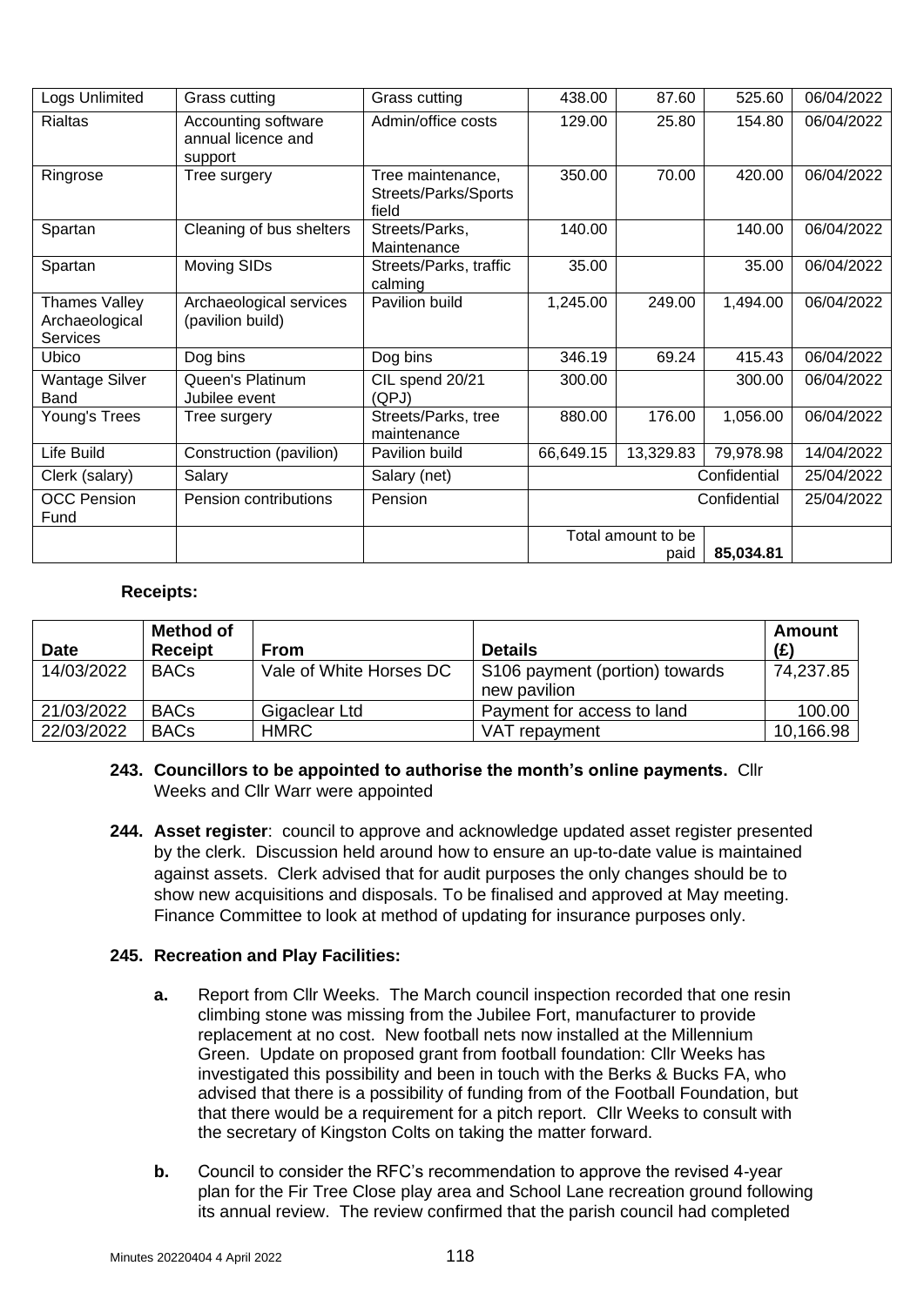| Logs Unlimited | Grass cutting | Grass cutting | 438.00 | 87.60 | 525.60 | 06/04/2022 |
|---|---|---|---|---|---|---|
| Rialtas | Accounting software annual licence and support | Admin/office costs | 129.00 | 25.80 | 154.80 | 06/04/2022 |
| Ringrose | Tree surgery | Tree maintenance, Streets/Parks/Sports field | 350.00 | 70.00 | 420.00 | 06/04/2022 |
| Spartan | Cleaning of bus shelters | Streets/Parks, Maintenance | 140.00 | | 140.00 | 06/04/2022 |
| Spartan | Moving SIDs | Streets/Parks, traffic calming | 35.00 | | 35.00 | 06/04/2022 |
| Thames Valley Archaeological Services | Archaeological services (pavilion build) | Pavilion build | 1,245.00 | 249.00 | 1,494.00 | 06/04/2022 |
| Ubico | Dog bins | Dog bins | 346.19 | 69.24 | 415.43 | 06/04/2022 |
| Wantage Silver Band | Queen's Platinum Jubilee event | CIL spend 20/21 (QPJ) | 300.00 | | 300.00 | 06/04/2022 |
| Young's Trees | Tree surgery | Streets/Parks, tree maintenance | 880.00 | 176.00 | 1,056.00 | 06/04/2022 |
| Life Build | Construction (pavilion) | Pavilion build | 66,649.15 | 13,329.83 | 79,978.98 | 14/04/2022 |
| Clerk (salary) | Salary | Salary (net) | | | Confidential | 25/04/2022 |
| OCC Pension Fund | Pension contributions | Pension | | | Confidential | 25/04/2022 |
| | | | Total amount to be paid | | 85,034.81 | |

**Receipts:**

| Date | Method of Receipt | From | Details | Amount (£) |
|---|---|---|---|---|
| 14/03/2022 | BACs | Vale of White Horses DC | S106 payment (portion) towards new pavilion | 74,237.85 |
| 21/03/2022 | BACs | Gigaclear Ltd | Payment for access to land | 100.00 |
| 22/03/2022 | BACs | HMRC | VAT repayment | 10,166.98 |

**243. Councillors to be appointed to authorise the month's online payments.** Cllr Weeks and Cllr Warr were appointed

**244. Asset register**: council to approve and acknowledge updated asset register presented by the clerk. Discussion held around how to ensure an up-to-date value is maintained against assets. Clerk advised that for audit purposes the only changes should be to show new acquisitions and disposals. To be finalised and approved at May meeting. Finance Committee to look at method of updating for insurance purposes only.

**245. Recreation and Play Facilities:**

**a.** Report from Cllr Weeks. The March council inspection recorded that one resin climbing stone was missing from the Jubilee Fort, manufacturer to provide replacement at no cost. New football nets now installed at the Millennium Green. Update on proposed grant from football foundation: Cllr Weeks has investigated this possibility and been in touch with the Berks & Bucks FA, who advised that there is a possibility of funding from of the Football Foundation, but that there would be a requirement for a pitch report. Cllr Weeks to consult with the secretary of Kingston Colts on taking the matter forward.

**b.** Council to consider the RFC's recommendation to approve the revised 4-year plan for the Fir Tree Close play area and School Lane recreation ground following its annual review. The review confirmed that the parish council had completed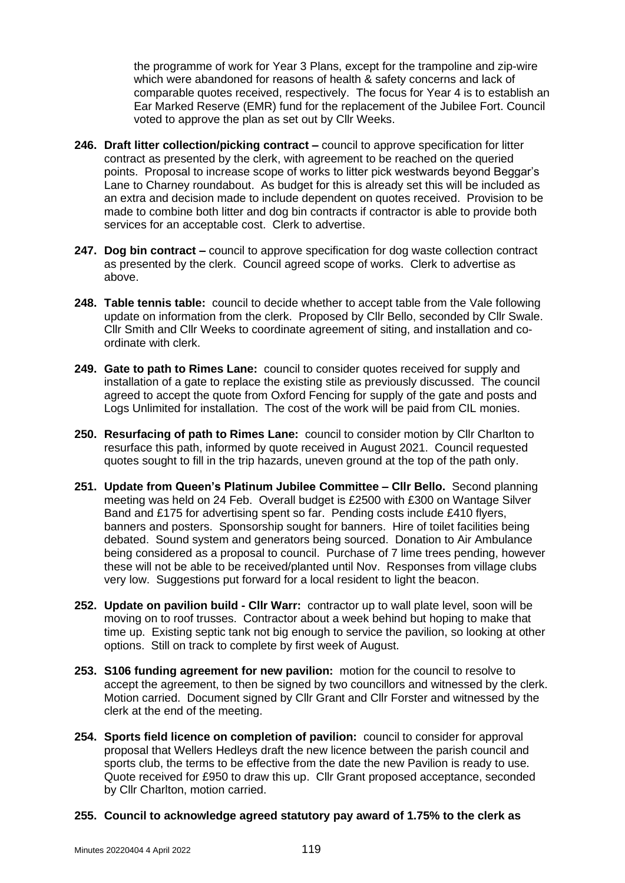the programme of work for Year 3 Plans, except for the trampoline and zip-wire which were abandoned for reasons of health & safety concerns and lack of comparable quotes received, respectively. The focus for Year 4 is to establish an Ear Marked Reserve (EMR) fund for the replacement of the Jubilee Fort. Council voted to approve the plan as set out by Cllr Weeks.

**246. Draft litter collection/picking contract –** council to approve specification for litter contract as presented by the clerk, with agreement to be reached on the queried points. Proposal to increase scope of works to litter pick westwards beyond Beggar's Lane to Charney roundabout. As budget for this is already set this will be included as an extra and decision made to include dependent on quotes received. Provision to be made to combine both litter and dog bin contracts if contractor is able to provide both services for an acceptable cost. Clerk to advertise.

**247. Dog bin contract –** council to approve specification for dog waste collection contract as presented by the clerk. Council agreed scope of works. Clerk to advertise as above.

**248. Table tennis table:** council to decide whether to accept table from the Vale following update on information from the clerk. Proposed by Cllr Bello, seconded by Cllr Swale. Cllr Smith and Cllr Weeks to coordinate agreement of siting, and installation and co-ordinate with clerk.

**249. Gate to path to Rimes Lane:** council to consider quotes received for supply and installation of a gate to replace the existing stile as previously discussed. The council agreed to accept the quote from Oxford Fencing for supply of the gate and posts and Logs Unlimited for installation. The cost of the work will be paid from CIL monies.

**250. Resurfacing of path to Rimes Lane:** council to consider motion by Cllr Charlton to resurface this path, informed by quote received in August 2021. Council requested quotes sought to fill in the trip hazards, uneven ground at the top of the path only.

**251. Update from Queen's Platinum Jubilee Committee – Cllr Bello.** Second planning meeting was held on 24 Feb. Overall budget is £2500 with £300 on Wantage Silver Band and £175 for advertising spent so far. Pending costs include £410 flyers, banners and posters. Sponsorship sought for banners. Hire of toilet facilities being debated. Sound system and generators being sourced. Donation to Air Ambulance being considered as a proposal to council. Purchase of 7 lime trees pending, however these will not be able to be received/planted until Nov. Responses from village clubs very low. Suggestions put forward for a local resident to light the beacon.

**252. Update on pavilion build - Cllr Warr:** contractor up to wall plate level, soon will be moving on to roof trusses. Contractor about a week behind but hoping to make that time up. Existing septic tank not big enough to service the pavilion, so looking at other options. Still on track to complete by first week of August.

**253. S106 funding agreement for new pavilion:** motion for the council to resolve to accept the agreement, to then be signed by two councillors and witnessed by the clerk. Motion carried. Document signed by Cllr Grant and Cllr Forster and witnessed by the clerk at the end of the meeting.

**254. Sports field licence on completion of pavilion:** council to consider for approval proposal that Wellers Hedleys draft the new licence between the parish council and sports club, the terms to be effective from the date the new Pavilion is ready to use. Quote received for £950 to draw this up. Cllr Grant proposed acceptance, seconded by Cllr Charlton, motion carried.

**255. Council to acknowledge agreed statutory pay award of 1.75% to the clerk as**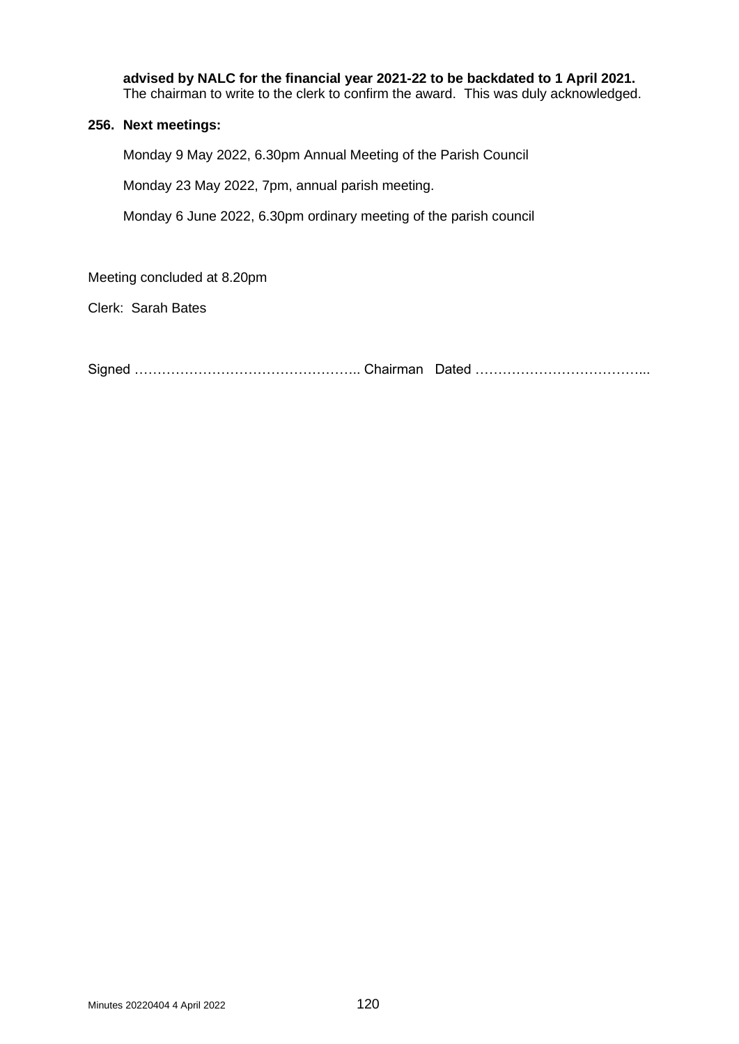**advised by NALC for the financial year 2021-22 to be backdated to 1 April 2021.** The chairman to write to the clerk to confirm the award. This was duly acknowledged.

**256. Next meetings:**

Monday 9 May 2022, 6.30pm Annual Meeting of the Parish Council

Monday 23 May 2022, 7pm, annual parish meeting.

Monday 6 June 2022, 6.30pm ordinary meeting of the parish council

Meeting concluded at 8.20pm

Clerk: Sarah Bates

Signed ………………………………………….. Chairman Dated ………………………………...